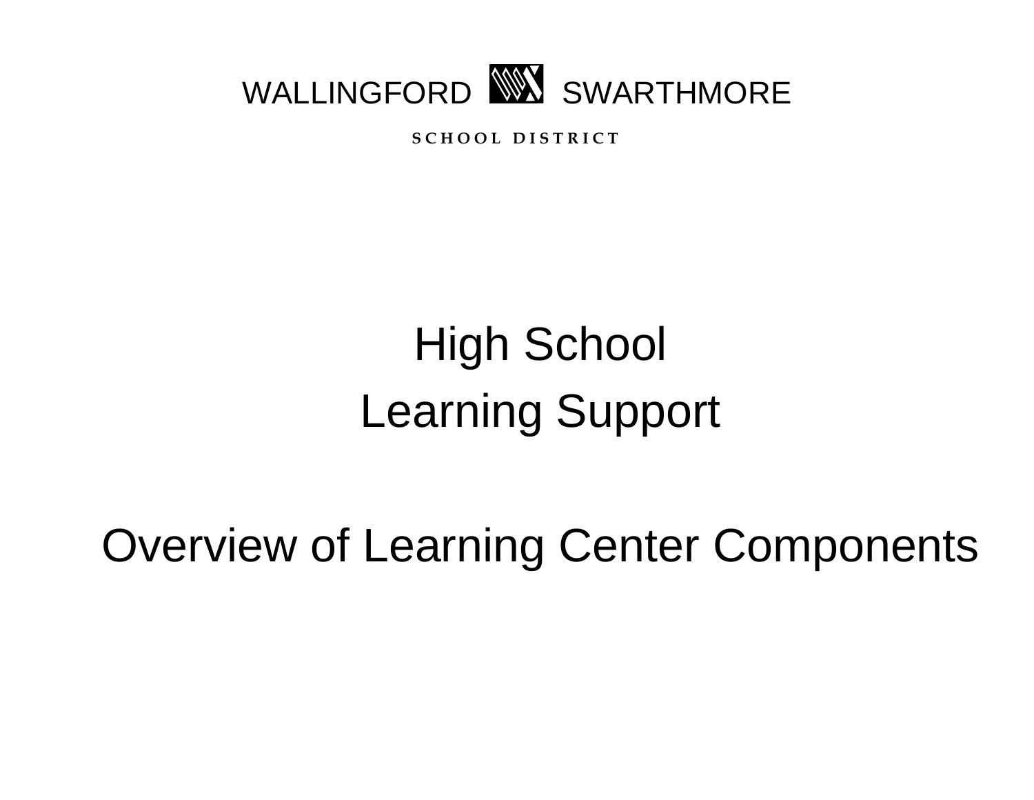WALLINGFORD SWARTHMORE

**SCHOOL DISTRICT**

# High School

# Learning Support

# Overview of Learning Center Components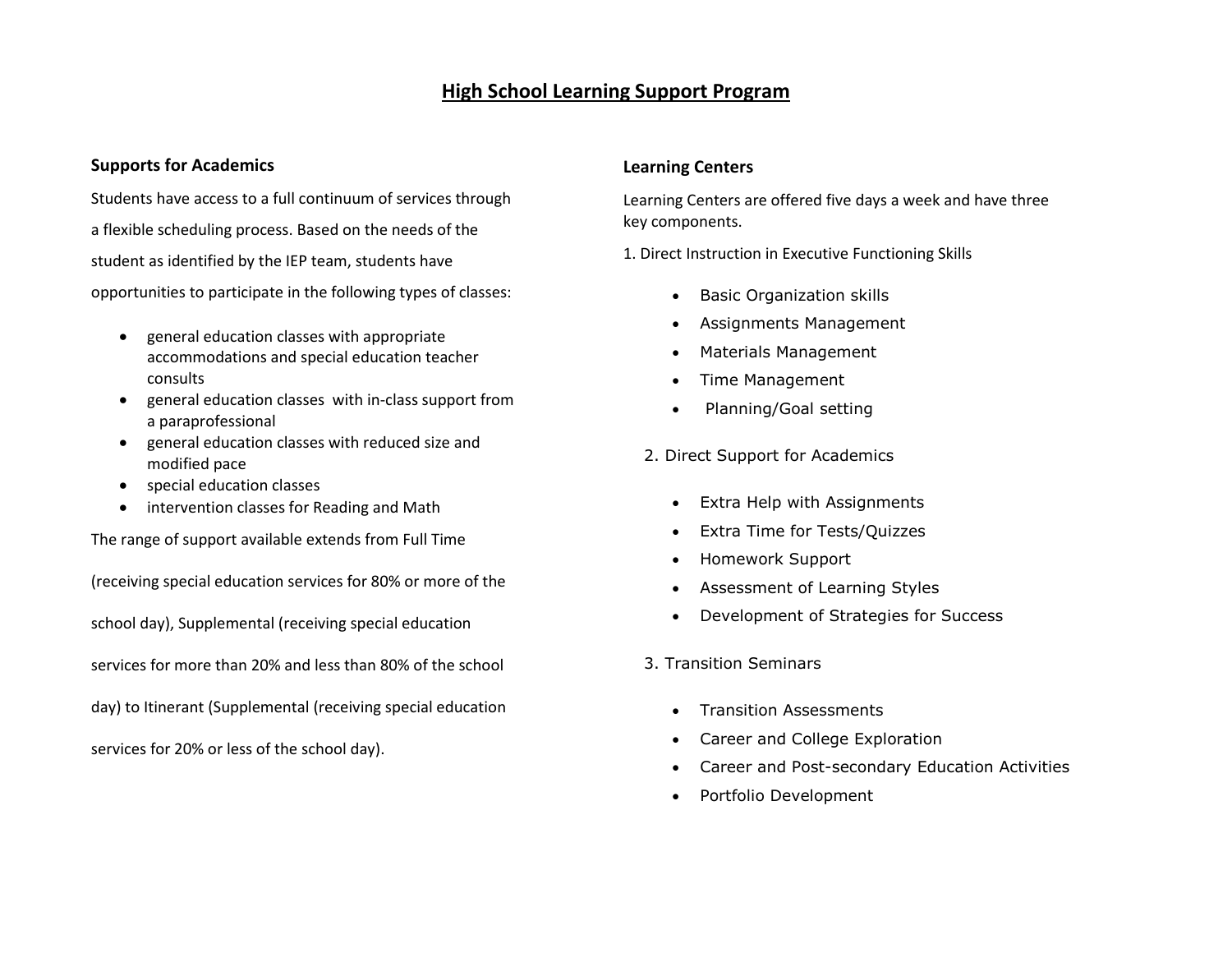# High School Learning Support Program

## Supports for Academics

Students have access to a full continuum of services through a flexible scheduling process. Based on the needs of the student as identified by the IEP team, students have opportunities to participate in the following types of classes:

- general education classes with appropriate accommodations and special education teacher consults
- general education classes with in-class support from a paraprofessional
- general education classes with reduced size and modified pace
- special education classes
- intervention classes for Reading and Math

The range of support available extends from Full Time (receiving special education services for 80% or more of the school day), Supplemental (receiving special education services for more than 20% and less than 80% of the school day) to Itinerant (Supplemental (receiving special education services for 20% or less of the school day).

## Learning Centers

Learning Centers are offered five days a week and have three key components.

1. Direct Instruction in Executive Functioning Skills
   - Basic Organization skills
   - Assignments Management
   - Materials Management
   - Time Management
   - Planning/Goal setting
2. Direct Support for Academics
   - Extra Help with Assignments
   - Extra Time for Tests/Quizzes
   - Homework Support
   - Assessment of Learning Styles
   - Development of Strategies for Success
3. Transition Seminars
   - Transition Assessments
   - Career and College Exploration
   - Career and Post-secondary Education Activities
   - Portfolio Development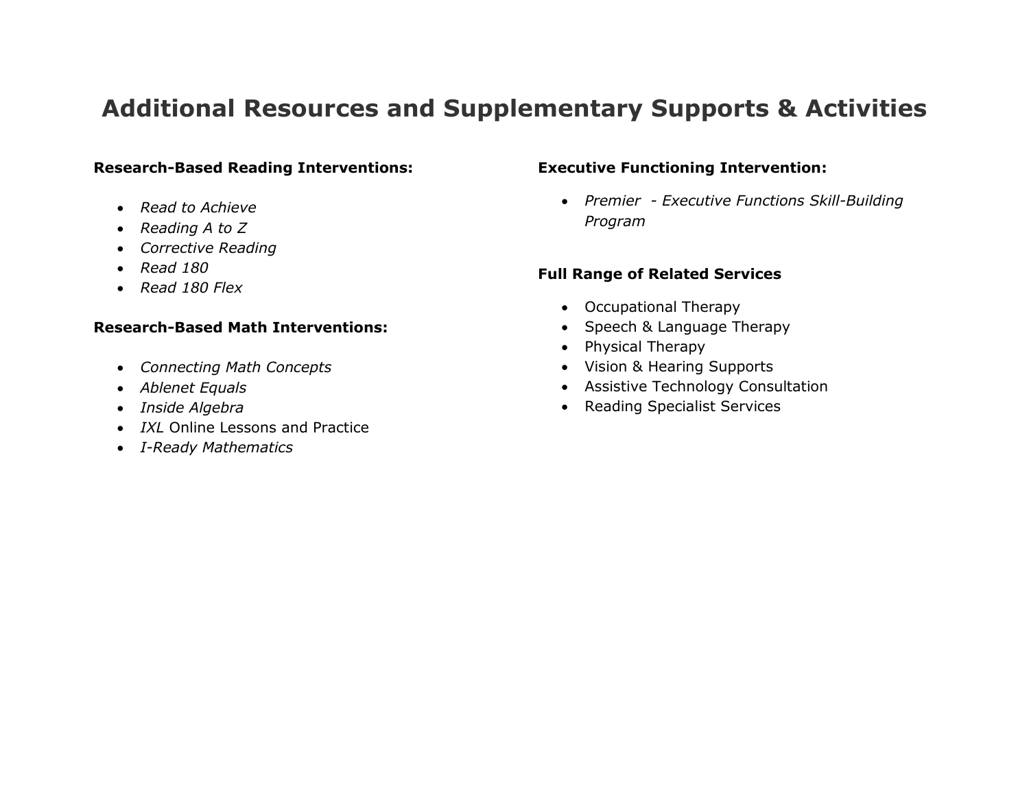# Additional Resources and Supplementary Supports & Activities

**Research-Based Reading Interventions:**

- *Read to Achieve*
- *Reading A to Z*
- *Corrective Reading*
- *Read 180*
- *Read 180 Flex*

**Research-Based Math Interventions:**

- *Connecting Math Concepts*
- *Ablenet Equals*
- *Inside Algebra*
- *IXL* Online Lessons and Practice
- *I-Ready Mathematics*

**Executive Functioning Intervention:**

- *Premier - Executive Functions Skill-Building Program*

**Full Range of Related Services**

- Occupational Therapy
- Speech & Language Therapy
- Physical Therapy
- Vision & Hearing Supports
- Assistive Technology Consultation
- Reading Specialist Services